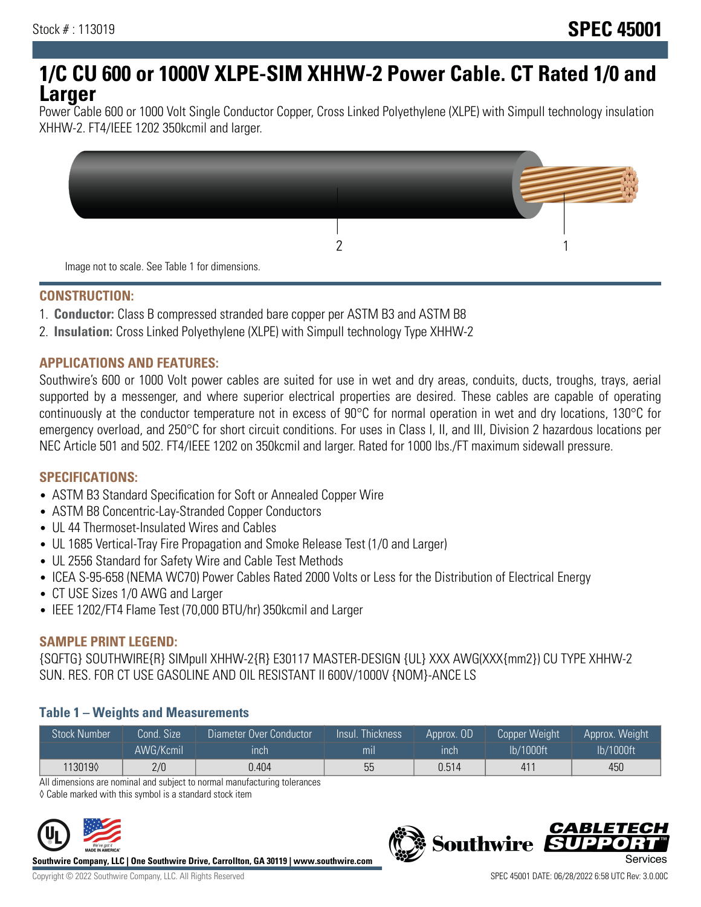Stock # : 113019

# SPEC 45001

# 1/C CU 600 or 1000V XLPE-SIM XHHW-2 Power Cable. CT Rated 1/0 and Larger

Power Cable 600 or 1000 Volt Single Conductor Copper, Cross Linked Polyethylene (XLPE) with Simpull technology insulation XHHW-2. FT4/IEEE 1202 350kcmil and larger.

Image not to scale. See Table 1 for dimensions.

## CONSTRUCTION:

1. **Conductor:** Class B compressed stranded bare copper per ASTM B3 and ASTM B8
2. **Insulation:** Cross Linked Polyethylene (XLPE) with Simpull technology Type XHHW-2

## APPLICATIONS AND FEATURES:

Southwire's 600 or 1000 Volt power cables are suited for use in wet and dry areas, conduits, ducts, troughs, trays, aerial supported by a messenger, and where superior electrical properties are desired. These cables are capable of operating continuously at the conductor temperature not in excess of 90°C for normal operation in wet and dry locations, 130°C for emergency overload, and 250°C for short circuit conditions. For uses in Class I, II, and III, Division 2 hazardous locations per NEC Article 501 and 502. FT4/IEEE 1202 on 350kcmil and larger. Rated for 1000 lbs./FT maximum sidewall pressure.

## SPECIFICATIONS:

- ASTM B3 Standard Specification for Soft or Annealed Copper Wire
- ASTM B8 Concentric-Lay-Stranded Copper Conductors
- UL 44 Thermoset-Insulated Wires and Cables
- UL 1685 Vertical-Tray Fire Propagation and Smoke Release Test (1/0 and Larger)
- UL 2556 Standard for Safety Wire and Cable Test Methods
- ICEA S-95-658 (NEMA WC70) Power Cables Rated 2000 Volts or Less for the Distribution of Electrical Energy
- CT USE Sizes 1/0 AWG and Larger
- IEEE 1202/FT4 Flame Test (70,000 BTU/hr) 350kcmil and Larger

## SAMPLE PRINT LEGEND:

{SQFTG} SOUTHWIRE{R} SIMpull XHHW-2{R} E30117 MASTER-DESIGN {UL} XXX AWG(XXX{mm2}) CU TYPE XHHW-2 SUN. RES. FOR CT USE GASOLINE AND OIL RESISTANT II 600V/1000V {NOM}-ANCE LS

### Table 1 – Weights and Measurements

| Stock Number | Cond. Size | Diameter Over Conductor | Insul. Thickness | Approx. OD | Copper Weight | Approx. Weight |
|---|---|---|---|---|---|---|
| | AWG/Kcmil | inch | mil | inch | lb/1000ft | lb/1000ft |
| 113019◊ | 2/0 | 0.404 | 55 | 0.514 | 411 | 450 |

All dimensions are nominal and subject to normal manufacturing tolerances

◊ Cable marked with this symbol is a standard stock item

Southwire Company, LLC | One Southwire Drive, Carrollton, GA 30119 | www.southwire.com

Copyright © 2022 Southwire Company, LLC. All Rights Reserved

SPEC 45001 DATE: 06/28/2022 6:58 UTC Rev: 3.0.00C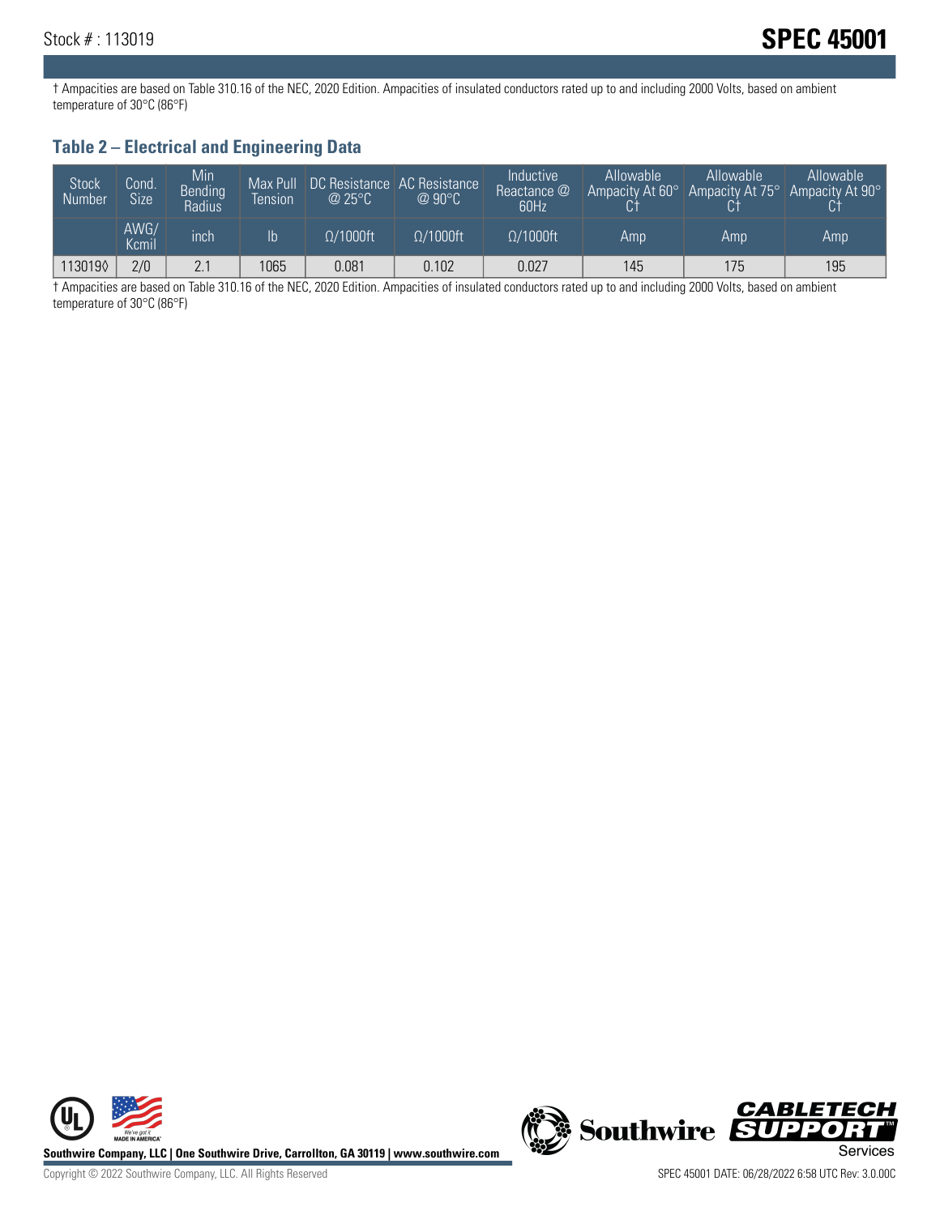† Ampacities are based on Table 310.16 of the NEC, 2020 Edition. Ampacities of insulated conductors rated up to and including 2000 Volts, based on ambient temperature of 30°C (86°F)

### Table 2 – Electrical and Engineering Data

| Stock Number | Cond. Size | Min Bending Radius | Max Pull Tension | DC Resistance @ 25°C | AC Resistance @ 90°C | Inductive Reactance @ 60Hz | Allowable Ampacity At 60° C† | Allowable Ampacity At 75° C† | Allowable Ampacity At 90° C† |
|---|---|---|---|---|---|---|---|---|---|
| | AWG/ Kcmil | inch | lb | Ω/1000ft | Ω/1000ft | Ω/1000ft | Amp | Amp | Amp |
| 113019◊ | 2/0 | 2.1 | 1065 | 0.081 | 0.102 | 0.027 | 145 | 175 | 195 |

† Ampacities are based on Table 310.16 of the NEC, 2020 Edition. Ampacities of insulated conductors rated up to and including 2000 Volts, based on ambient temperature of 30°C (86°F)

**Southwire Company, LLC | One Southwire Drive, Carrollton, GA 30119 | www.southwire.com**

Copyright © 2022 Southwire Company, LLC. All Rights Reserved

SPEC 45001 DATE: 06/28/2022 6:58 UTC Rev: 3.0.00C